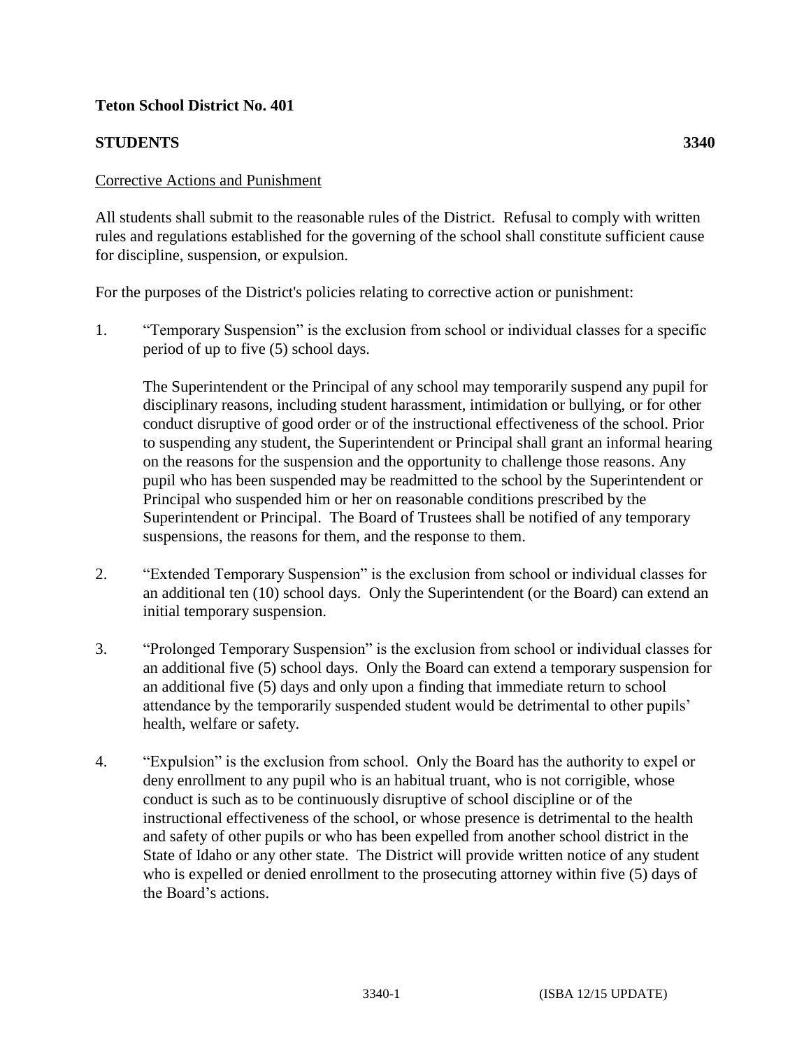**Teton School District No. 401**

**STUDENTS** **3340**

Corrective Actions and Punishment

All students shall submit to the reasonable rules of the District. Refusal to comply with written rules and regulations established for the governing of the school shall constitute sufficient cause for discipline, suspension, or expulsion.

For the purposes of the District's policies relating to corrective action or punishment:

1. "Temporary Suspension" is the exclusion from school or individual classes for a specific period of up to five (5) school days.

   The Superintendent or the Principal of any school may temporarily suspend any pupil for disciplinary reasons, including student harassment, intimidation or bullying, or for other conduct disruptive of good order or of the instructional effectiveness of the school. Prior to suspending any student, the Superintendent or Principal shall grant an informal hearing on the reasons for the suspension and the opportunity to challenge those reasons. Any pupil who has been suspended may be readmitted to the school by the Superintendent or Principal who suspended him or her on reasonable conditions prescribed by the Superintendent or Principal. The Board of Trustees shall be notified of any temporary suspensions, the reasons for them, and the response to them.

2. "Extended Temporary Suspension" is the exclusion from school or individual classes for an additional ten (10) school days. Only the Superintendent (or the Board) can extend an initial temporary suspension.

3. "Prolonged Temporary Suspension" is the exclusion from school or individual classes for an additional five (5) school days. Only the Board can extend a temporary suspension for an additional five (5) days and only upon a finding that immediate return to school attendance by the temporarily suspended student would be detrimental to other pupils' health, welfare or safety.

4. "Expulsion" is the exclusion from school. Only the Board has the authority to expel or deny enrollment to any pupil who is an habitual truant, who is not corrigible, whose conduct is such as to be continuously disruptive of school discipline or of the instructional effectiveness of the school, or whose presence is detrimental to the health and safety of other pupils or who has been expelled from another school district in the State of Idaho or any other state. The District will provide written notice of any student who is expelled or denied enrollment to the prosecuting attorney within five (5) days of the Board's actions.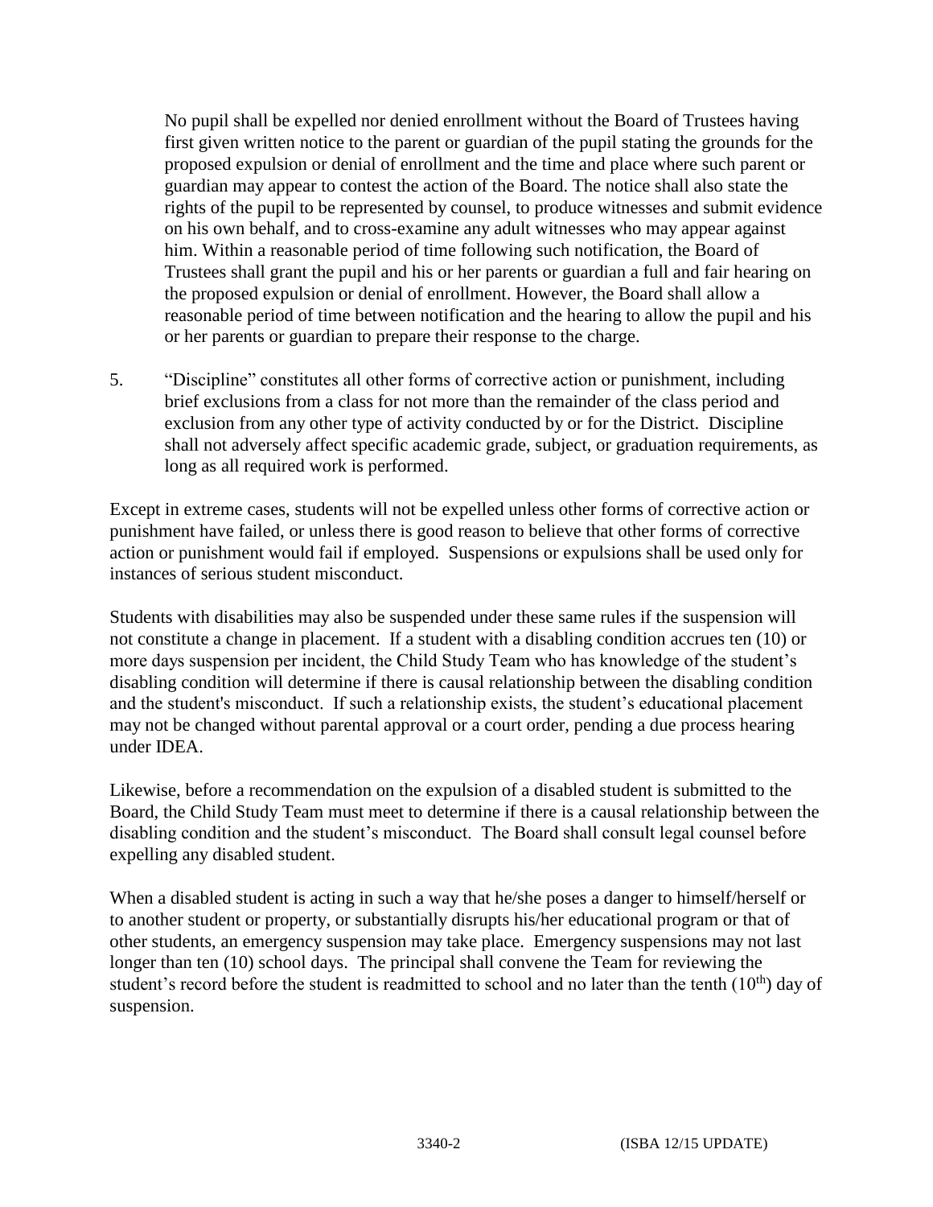No pupil shall be expelled nor denied enrollment without the Board of Trustees having first given written notice to the parent or guardian of the pupil stating the grounds for the proposed expulsion or denial of enrollment and the time and place where such parent or guardian may appear to contest the action of the Board. The notice shall also state the rights of the pupil to be represented by counsel, to produce witnesses and submit evidence on his own behalf, and to cross-examine any adult witnesses who may appear against him. Within a reasonable period of time following such notification, the Board of Trustees shall grant the pupil and his or her parents or guardian a full and fair hearing on the proposed expulsion or denial of enrollment. However, the Board shall allow a reasonable period of time between notification and the hearing to allow the pupil and his or her parents or guardian to prepare their response to the charge.

5. "Discipline" constitutes all other forms of corrective action or punishment, including brief exclusions from a class for not more than the remainder of the class period and exclusion from any other type of activity conducted by or for the District. Discipline shall not adversely affect specific academic grade, subject, or graduation requirements, as long as all required work is performed.

Except in extreme cases, students will not be expelled unless other forms of corrective action or punishment have failed, or unless there is good reason to believe that other forms of corrective action or punishment would fail if employed. Suspensions or expulsions shall be used only for instances of serious student misconduct.

Students with disabilities may also be suspended under these same rules if the suspension will not constitute a change in placement. If a student with a disabling condition accrues ten (10) or more days suspension per incident, the Child Study Team who has knowledge of the student's disabling condition will determine if there is causal relationship between the disabling condition and the student's misconduct. If such a relationship exists, the student's educational placement may not be changed without parental approval or a court order, pending a due process hearing under IDEA.

Likewise, before a recommendation on the expulsion of a disabled student is submitted to the Board, the Child Study Team must meet to determine if there is a causal relationship between the disabling condition and the student's misconduct. The Board shall consult legal counsel before expelling any disabled student.

When a disabled student is acting in such a way that he/she poses a danger to himself/herself or to another student or property, or substantially disrupts his/her educational program or that of other students, an emergency suspension may take place. Emergency suspensions may not last longer than ten (10) school days. The principal shall convene the Team for reviewing the student's record before the student is readmitted to school and no later than the tenth (10th) day of suspension.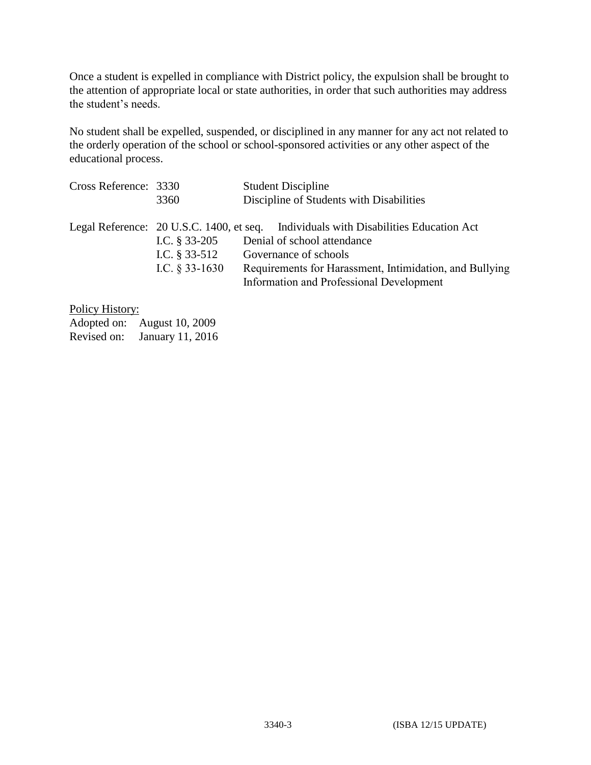Once a student is expelled in compliance with District policy, the expulsion shall be brought to the attention of appropriate local or state authorities, in order that such authorities may address the student's needs.

No student shall be expelled, suspended, or disciplined in any manner for any act not related to the orderly operation of the school or school-sponsored activities or any other aspect of the educational process.

| | | |
|---|---|---|
| Cross Reference: | 3330 | Student Discipline |
| | 3360 | Discipline of Students with Disabilities |

| | | |
|---|---|---|
| Legal Reference: | 20 U.S.C. 1400, et seq. | Individuals with Disabilities Education Act |
| | I.C. § 33-205 | Denial of school attendance |
| | I.C. § 33-512 | Governance of schools |
| | I.C. § 33-1630 | Requirements for Harassment, Intimidation, and Bullying Information and Professional Development |

Policy History:
Adopted on: August 10, 2009
Revised on: January 11, 2016